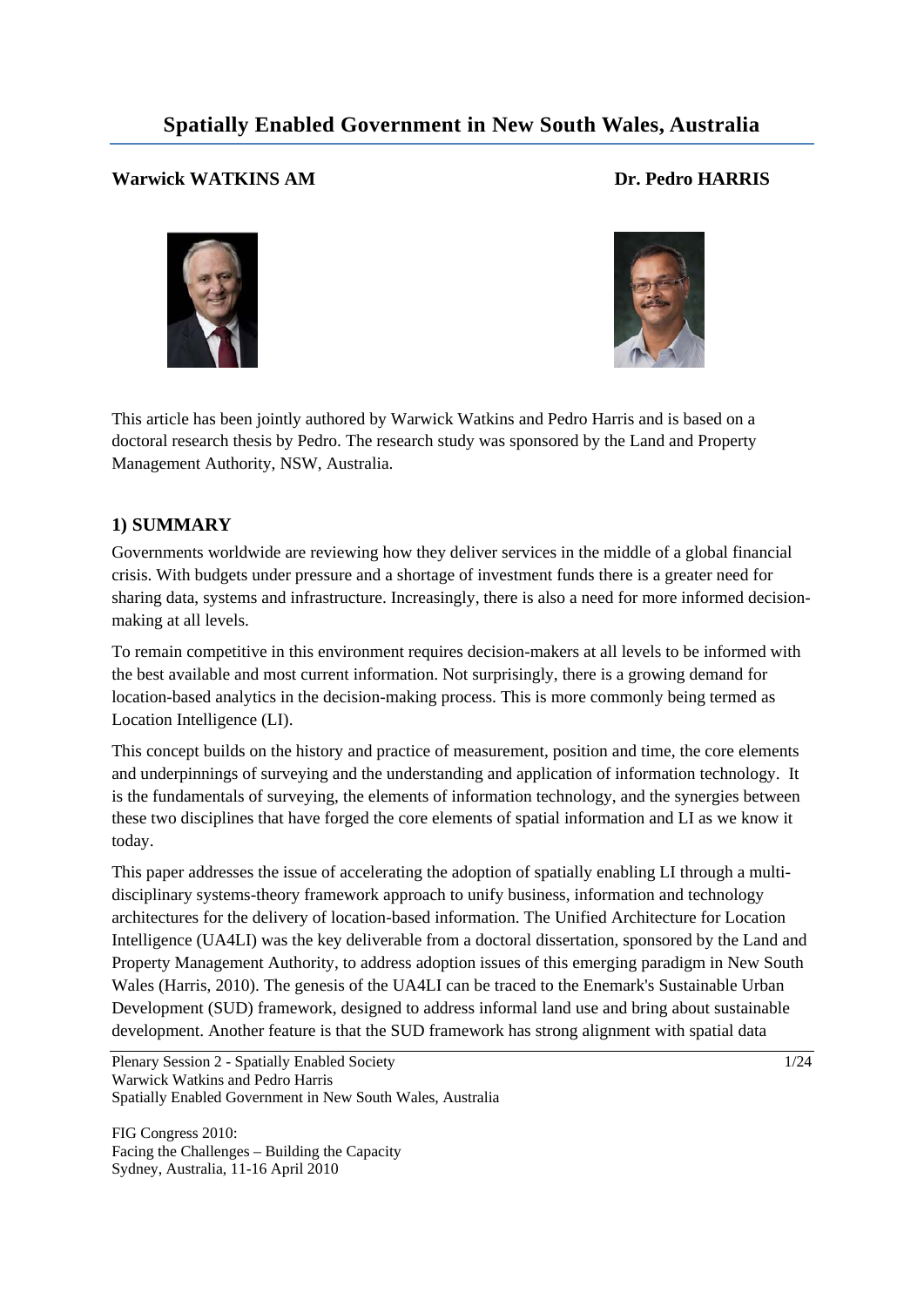# Spatially Enabled Government in New South Wales, Australia

**Warwick WATKINS AM** **Dr. Pedro HARRIS**

This article has been jointly authored by Warwick Watkins and Pedro Harris and is based on a doctoral research thesis by Pedro. The research study was sponsored by the Land and Property Management Authority, NSW, Australia.

## 1) SUMMARY

Governments worldwide are reviewing how they deliver services in the middle of a global financial crisis. With budgets under pressure and a shortage of investment funds there is a greater need for sharing data, systems and infrastructure. Increasingly, there is also a need for more informed decision-making at all levels.

To remain competitive in this environment requires decision-makers at all levels to be informed with the best available and most current information. Not surprisingly, there is a growing demand for location-based analytics in the decision-making process. This is more commonly being termed as Location Intelligence (LI).

This concept builds on the history and practice of measurement, position and time, the core elements and underpinnings of surveying and the understanding and application of information technology. It is the fundamentals of surveying, the elements of information technology, and the synergies between these two disciplines that have forged the core elements of spatial information and LI as we know it today.

This paper addresses the issue of accelerating the adoption of spatially enabling LI through a multi-disciplinary systems-theory framework approach to unify business, information and technology architectures for the delivery of location-based information. The Unified Architecture for Location Intelligence (UA4LI) was the key deliverable from a doctoral dissertation, sponsored by the Land and Property Management Authority, to address adoption issues of this emerging paradigm in New South Wales (Harris, 2010). The genesis of the UA4LI can be traced to the Enemark's Sustainable Urban Development (SUD) framework, designed to address informal land use and bring about sustainable development. Another feature is that the SUD framework has strong alignment with spatial data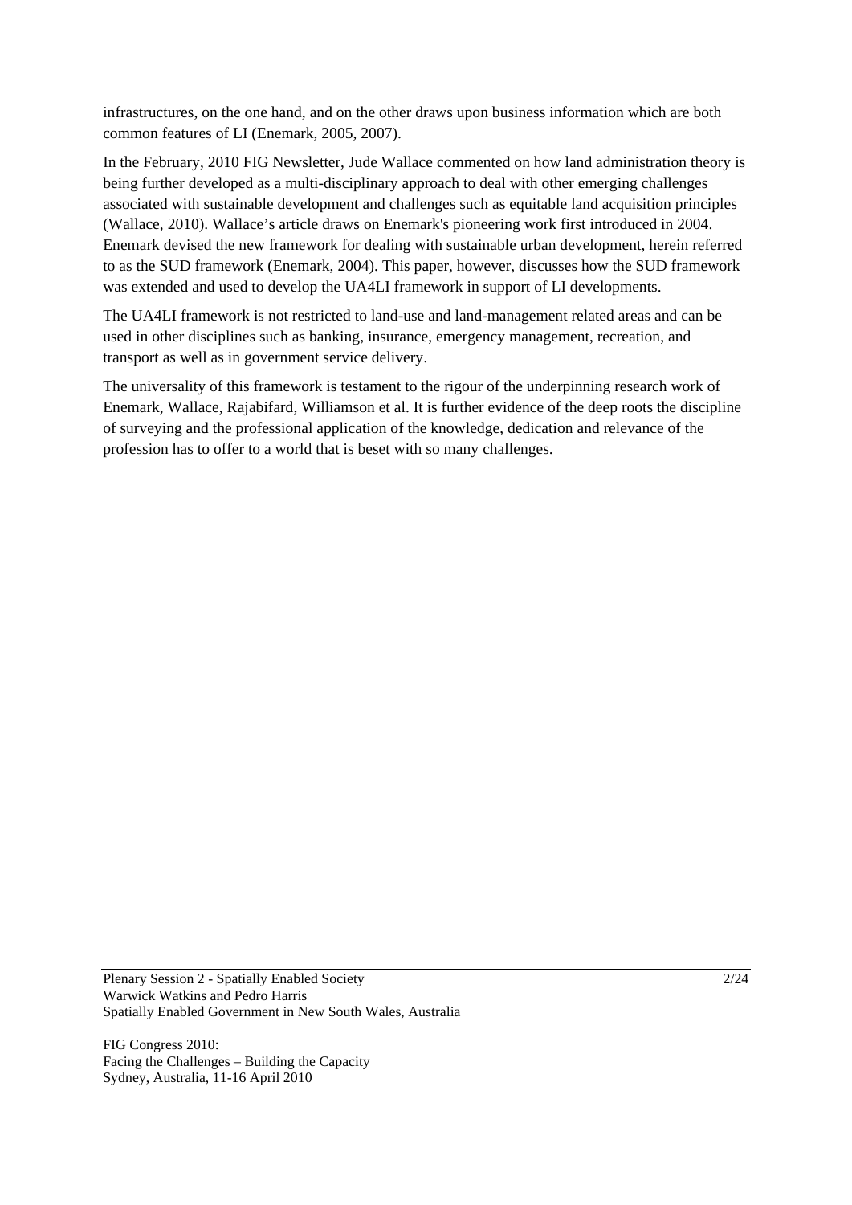infrastructures, on the one hand, and on the other draws upon business information which are both common features of LI (Enemark, 2005, 2007).

In the February, 2010 FIG Newsletter, Jude Wallace commented on how land administration theory is being further developed as a multi-disciplinary approach to deal with other emerging challenges associated with sustainable development and challenges such as equitable land acquisition principles (Wallace, 2010). Wallace's article draws on Enemark's pioneering work first introduced in 2004. Enemark devised the new framework for dealing with sustainable urban development, herein referred to as the SUD framework (Enemark, 2004). This paper, however, discusses how the SUD framework was extended and used to develop the UA4LI framework in support of LI developments.

The UA4LI framework is not restricted to land-use and land-management related areas and can be used in other disciplines such as banking, insurance, emergency management, recreation, and transport as well as in government service delivery.

The universality of this framework is testament to the rigour of the underpinning research work of Enemark, Wallace, Rajabifard, Williamson et al. It is further evidence of the deep roots the discipline of surveying and the professional application of the knowledge, dedication and relevance of the profession has to offer to a world that is beset with so many challenges.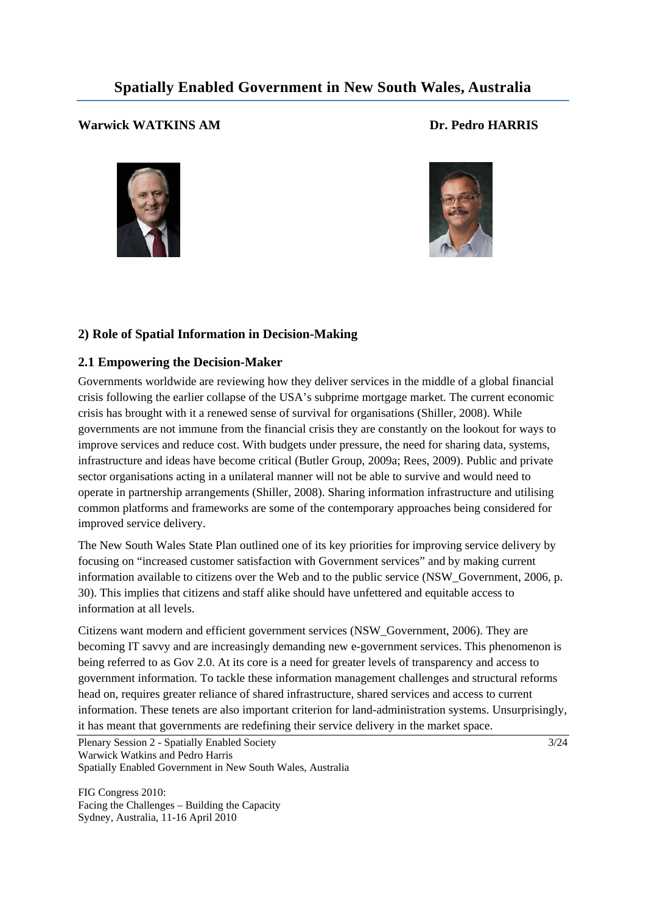# Spatially Enabled Government in New South Wales, Australia

**Warwick WATKINS AM** **Dr. Pedro HARRIS**

## 2) Role of Spatial Information in Decision-Making

### 2.1 Empowering the Decision-Maker

Governments worldwide are reviewing how they deliver services in the middle of a global financial crisis following the earlier collapse of the USA's subprime mortgage market. The current economic crisis has brought with it a renewed sense of survival for organisations (Shiller, 2008). While governments are not immune from the financial crisis they are constantly on the lookout for ways to improve services and reduce cost. With budgets under pressure, the need for sharing data, systems, infrastructure and ideas have become critical (Butler Group, 2009a; Rees, 2009). Public and private sector organisations acting in a unilateral manner will not be able to survive and would need to operate in partnership arrangements (Shiller, 2008). Sharing information infrastructure and utilising common platforms and frameworks are some of the contemporary approaches being considered for improved service delivery.

The New South Wales State Plan outlined one of its key priorities for improving service delivery by focusing on "increased customer satisfaction with Government services" and by making current information available to citizens over the Web and to the public service (NSW_Government, 2006, p. 30). This implies that citizens and staff alike should have unfettered and equitable access to information at all levels.

Citizens want modern and efficient government services (NSW_Government, 2006). They are becoming IT savvy and are increasingly demanding new e-government services. This phenomenon is being referred to as Gov 2.0. At its core is a need for greater levels of transparency and access to government information. To tackle these information management challenges and structural reforms head on, requires greater reliance of shared infrastructure, shared services and access to current information. These tenets are also important criterion for land-administration systems. Unsurprisingly, it has meant that governments are redefining their service delivery in the market space.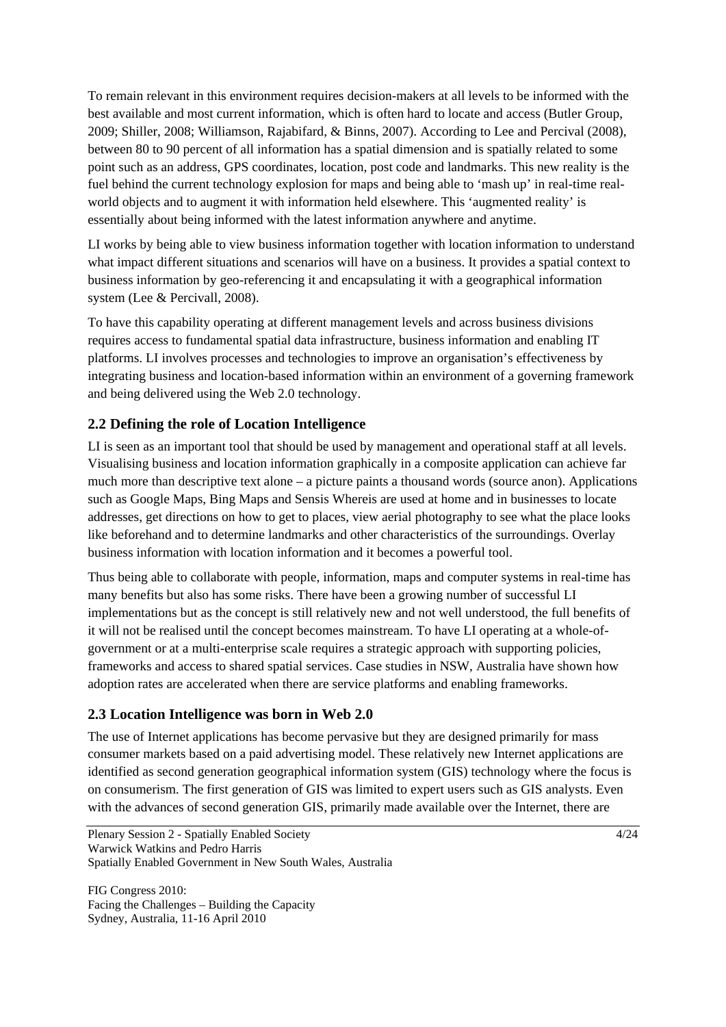To remain relevant in this environment requires decision-makers at all levels to be informed with the best available and most current information, which is often hard to locate and access (Butler Group, 2009; Shiller, 2008; Williamson, Rajabifard, & Binns, 2007). According to Lee and Percival (2008), between 80 to 90 percent of all information has a spatial dimension and is spatially related to some point such as an address, GPS coordinates, location, post code and landmarks. This new reality is the fuel behind the current technology explosion for maps and being able to 'mash up' in real-time real-world objects and to augment it with information held elsewhere. This 'augmented reality' is essentially about being informed with the latest information anywhere and anytime.

LI works by being able to view business information together with location information to understand what impact different situations and scenarios will have on a business. It provides a spatial context to business information by geo-referencing it and encapsulating it with a geographical information system (Lee & Percivall, 2008).

To have this capability operating at different management levels and across business divisions requires access to fundamental spatial data infrastructure, business information and enabling IT platforms. LI involves processes and technologies to improve an organisation's effectiveness by integrating business and location-based information within an environment of a governing framework and being delivered using the Web 2.0 technology.

## 2.2 Defining the role of Location Intelligence

LI is seen as an important tool that should be used by management and operational staff at all levels. Visualising business and location information graphically in a composite application can achieve far much more than descriptive text alone – a picture paints a thousand words (source anon). Applications such as Google Maps, Bing Maps and Sensis Whereis are used at home and in businesses to locate addresses, get directions on how to get to places, view aerial photography to see what the place looks like beforehand and to determine landmarks and other characteristics of the surroundings. Overlay business information with location information and it becomes a powerful tool.

Thus being able to collaborate with people, information, maps and computer systems in real-time has many benefits but also has some risks. There have been a growing number of successful LI implementations but as the concept is still relatively new and not well understood, the full benefits of it will not be realised until the concept becomes mainstream. To have LI operating at a whole-of-government or at a multi-enterprise scale requires a strategic approach with supporting policies, frameworks and access to shared spatial services. Case studies in NSW, Australia have shown how adoption rates are accelerated when there are service platforms and enabling frameworks.

## 2.3 Location Intelligence was born in Web 2.0

The use of Internet applications has become pervasive but they are designed primarily for mass consumer markets based on a paid advertising model. These relatively new Internet applications are identified as second generation geographical information system (GIS) technology where the focus is on consumerism. The first generation of GIS was limited to expert users such as GIS analysts. Even with the advances of second generation GIS, primarily made available over the Internet, there are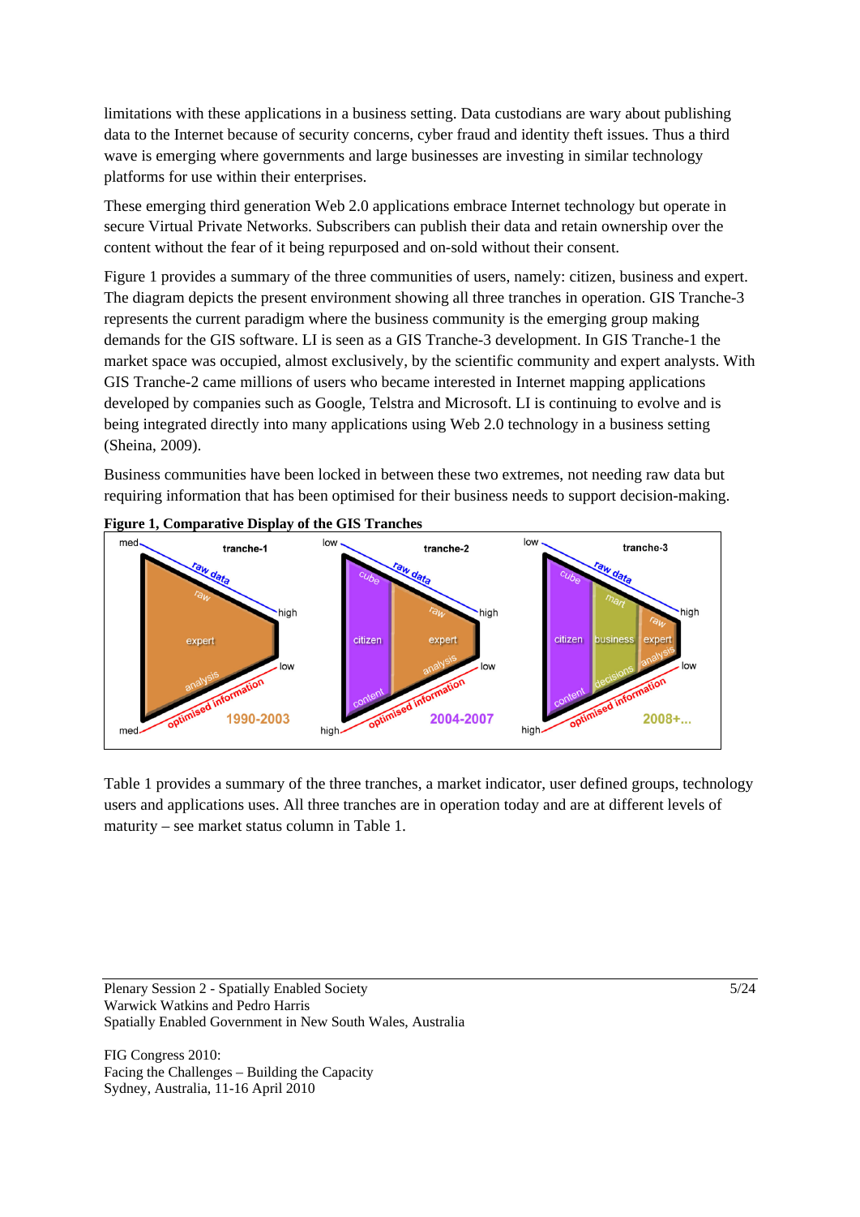limitations with these applications in a business setting. Data custodians are wary about publishing data to the Internet because of security concerns, cyber fraud and identity theft issues. Thus a third wave is emerging where governments and large businesses are investing in similar technology platforms for use within their enterprises.

These emerging third generation Web 2.0 applications embrace Internet technology but operate in secure Virtual Private Networks. Subscribers can publish their data and retain ownership over the content without the fear of it being repurposed and on-sold without their consent.

Figure 1 provides a summary of the three communities of users, namely: citizen, business and expert. The diagram depicts the present environment showing all three tranches in operation. GIS Tranche-3 represents the current paradigm where the business community is the emerging group making demands for the GIS software. LI is seen as a GIS Tranche-3 development. In GIS Tranche-1 the market space was occupied, almost exclusively, by the scientific community and expert analysts. With GIS Tranche-2 came millions of users who became interested in Internet mapping applications developed by companies such as Google, Telstra and Microsoft. LI is continuing to evolve and is being integrated directly into many applications using Web 2.0 technology in a business setting (Sheina, 2009).

Business communities have been locked in between these two extremes, not needing raw data but requiring information that has been optimised for their business needs to support decision-making.

**Figure 1, Comparative Display of the GIS Tranches**

Table 1 provides a summary of the three tranches, a market indicator, user defined groups, technology users and applications uses. All three tranches are in operation today and are at different levels of maturity – see market status column in Table 1.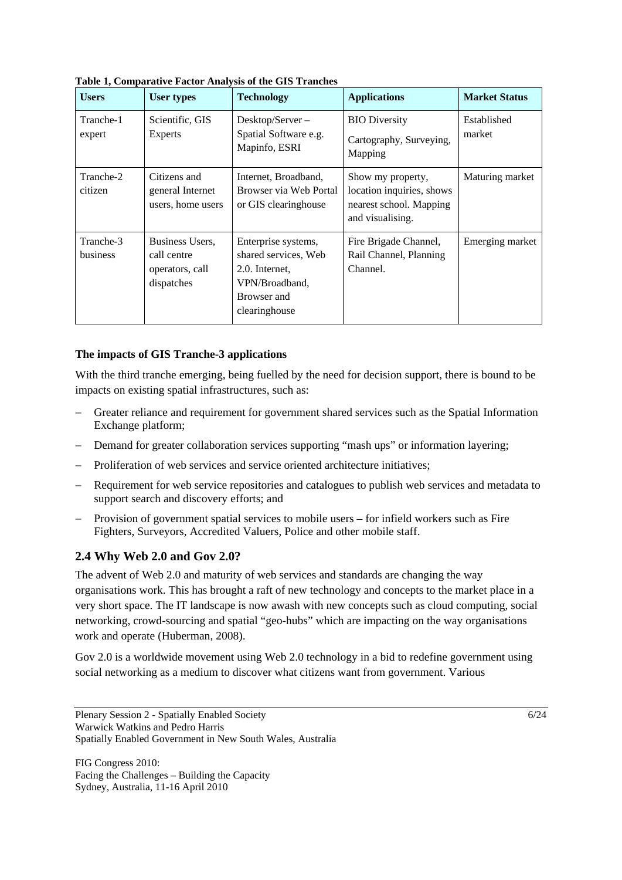**Table 1, Comparative Factor Analysis of the GIS Tranches**

| Users | User types | Technology | Applications | Market Status |
|---|---|---|---|---|
| Tranche-1 expert | Scientific, GIS Experts | Desktop/Server – Spatial Software e.g. Mapinfo, ESRI | BIO Diversity<br>Cartography, Surveying, Mapping | Established market |
| Tranche-2 citizen | Citizens and general Internet users, home users | Internet, Broadband, Browser via Web Portal or GIS clearinghouse | Show my property, location inquiries, shows nearest school. Mapping and visualising. | Maturing market |
| Tranche-3 business | Business Users, call centre operators, call dispatches | Enterprise systems, shared services, Web 2.0. Internet, VPN/Broadband, Browser and clearinghouse | Fire Brigade Channel, Rail Channel, Planning Channel. | Emerging market |

**The impacts of GIS Tranche-3 applications**

With the third tranche emerging, being fuelled by the need for decision support, there is bound to be impacts on existing spatial infrastructures, such as:

- Greater reliance and requirement for government shared services such as the Spatial Information Exchange platform;
- Demand for greater collaboration services supporting "mash ups" or information layering;
- Proliferation of web services and service oriented architecture initiatives;
- Requirement for web service repositories and catalogues to publish web services and metadata to support search and discovery efforts; and
- Provision of government spatial services to mobile users – for infield workers such as Fire Fighters, Surveyors, Accredited Valuers, Police and other mobile staff.

## 2.4 Why Web 2.0 and Gov 2.0?

The advent of Web 2.0 and maturity of web services and standards are changing the way organisations work. This has brought a raft of new technology and concepts to the market place in a very short space. The IT landscape is now awash with new concepts such as cloud computing, social networking, crowd-sourcing and spatial "geo-hubs" which are impacting on the way organisations work and operate (Huberman, 2008).

Gov 2.0 is a worldwide movement using Web 2.0 technology in a bid to redefine government using social networking as a medium to discover what citizens want from government. Various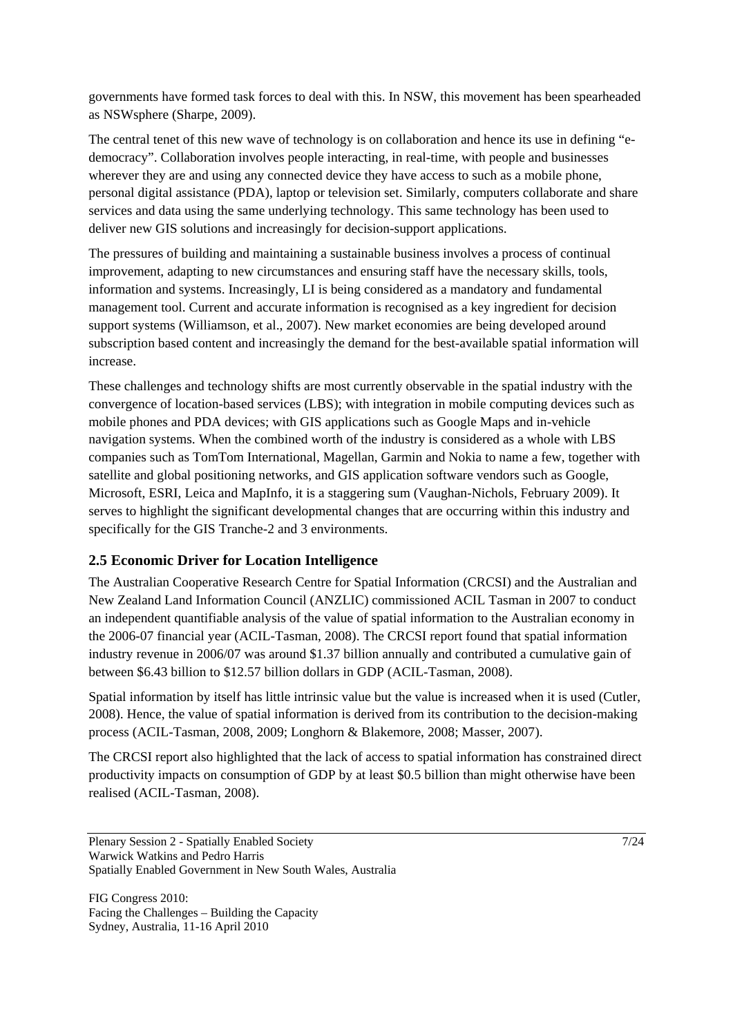governments have formed task forces to deal with this. In NSW, this movement has been spearheaded as NSWsphere (Sharpe, 2009).

The central tenet of this new wave of technology is on collaboration and hence its use in defining "e-democracy". Collaboration involves people interacting, in real-time, with people and businesses wherever they are and using any connected device they have access to such as a mobile phone, personal digital assistance (PDA), laptop or television set. Similarly, computers collaborate and share services and data using the same underlying technology. This same technology has been used to deliver new GIS solutions and increasingly for decision-support applications.

The pressures of building and maintaining a sustainable business involves a process of continual improvement, adapting to new circumstances and ensuring staff have the necessary skills, tools, information and systems. Increasingly, LI is being considered as a mandatory and fundamental management tool. Current and accurate information is recognised as a key ingredient for decision support systems (Williamson, et al., 2007). New market economies are being developed around subscription based content and increasingly the demand for the best-available spatial information will increase.

These challenges and technology shifts are most currently observable in the spatial industry with the convergence of location-based services (LBS); with integration in mobile computing devices such as mobile phones and PDA devices; with GIS applications such as Google Maps and in-vehicle navigation systems. When the combined worth of the industry is considered as a whole with LBS companies such as TomTom International, Magellan, Garmin and Nokia to name a few, together with satellite and global positioning networks, and GIS application software vendors such as Google, Microsoft, ESRI, Leica and MapInfo, it is a staggering sum (Vaughan-Nichols, February 2009). It serves to highlight the significant developmental changes that are occurring within this industry and specifically for the GIS Tranche-2 and 3 environments.

## 2.5 Economic Driver for Location Intelligence

The Australian Cooperative Research Centre for Spatial Information (CRCSI) and the Australian and New Zealand Land Information Council (ANZLIC) commissioned ACIL Tasman in 2007 to conduct an independent quantifiable analysis of the value of spatial information to the Australian economy in the 2006-07 financial year (ACIL-Tasman, 2008). The CRCSI report found that spatial information industry revenue in 2006/07 was around $1.37 billion annually and contributed a cumulative gain of between $6.43 billion to $12.57 billion dollars in GDP (ACIL-Tasman, 2008).

Spatial information by itself has little intrinsic value but the value is increased when it is used (Cutler, 2008). Hence, the value of spatial information is derived from its contribution to the decision-making process (ACIL-Tasman, 2008, 2009; Longhorn & Blakemore, 2008; Masser, 2007).

The CRCSI report also highlighted that the lack of access to spatial information has constrained direct productivity impacts on consumption of GDP by at least $0.5 billion than might otherwise have been realised (ACIL-Tasman, 2008).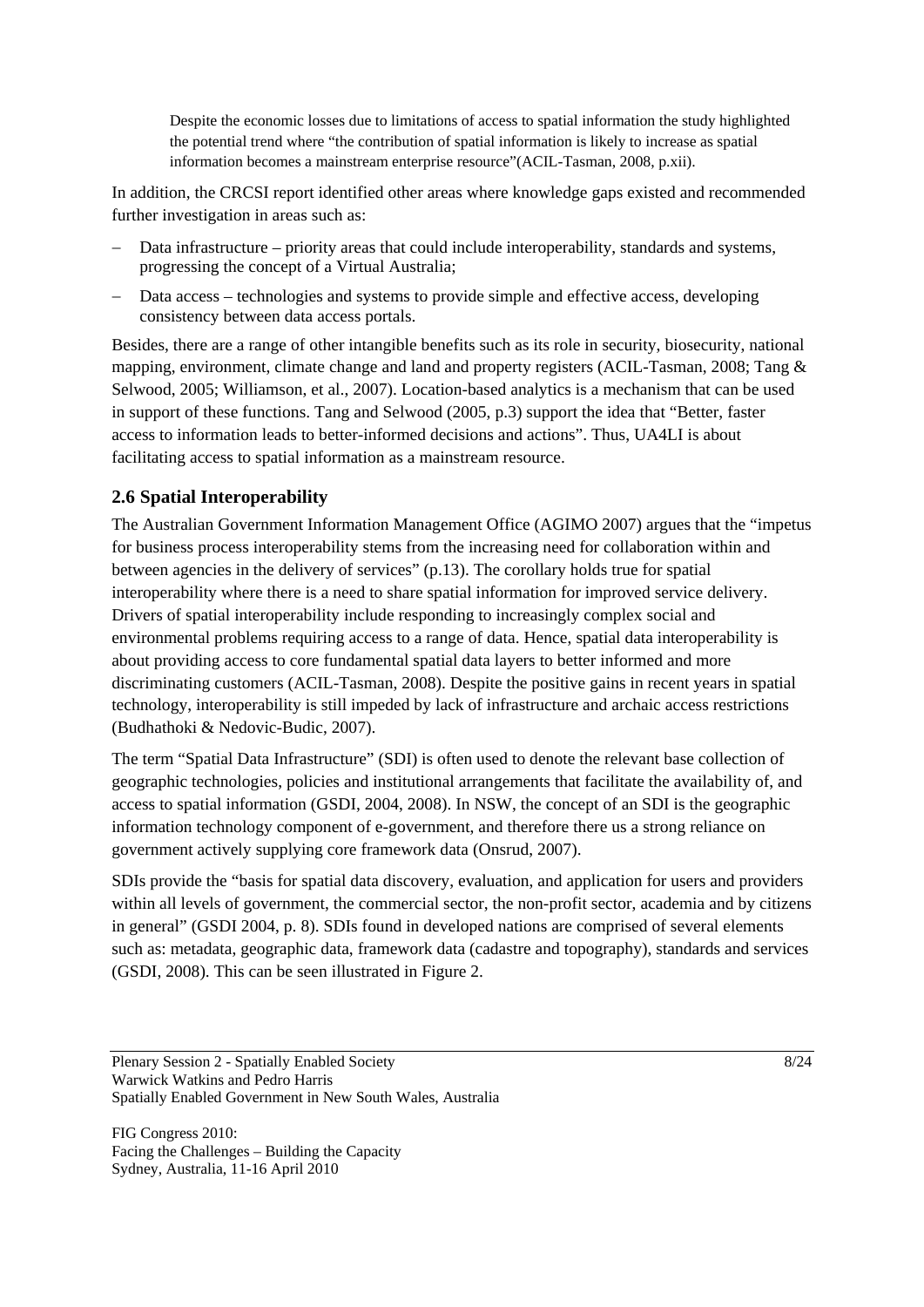> Despite the economic losses due to limitations of access to spatial information the study highlighted the potential trend where "the contribution of spatial information is likely to increase as spatial information becomes a mainstream enterprise resource"(ACIL-Tasman, 2008, p.xii).

In addition, the CRCSI report identified other areas where knowledge gaps existed and recommended further investigation in areas such as:

- Data infrastructure – priority areas that could include interoperability, standards and systems, progressing the concept of a Virtual Australia;
- Data access – technologies and systems to provide simple and effective access, developing consistency between data access portals.

Besides, there are a range of other intangible benefits such as its role in security, biosecurity, national mapping, environment, climate change and land and property registers (ACIL-Tasman, 2008; Tang & Selwood, 2005; Williamson, et al., 2007). Location-based analytics is a mechanism that can be used in support of these functions. Tang and Selwood (2005, p.3) support the idea that "Better, faster access to information leads to better-informed decisions and actions". Thus, UA4LI is about facilitating access to spatial information as a mainstream resource.

## 2.6 Spatial Interoperability

The Australian Government Information Management Office (AGIMO 2007) argues that the "impetus for business process interoperability stems from the increasing need for collaboration within and between agencies in the delivery of services" (p.13). The corollary holds true for spatial interoperability where there is a need to share spatial information for improved service delivery. Drivers of spatial interoperability include responding to increasingly complex social and environmental problems requiring access to a range of data. Hence, spatial data interoperability is about providing access to core fundamental spatial data layers to better informed and more discriminating customers (ACIL-Tasman, 2008). Despite the positive gains in recent years in spatial technology, interoperability is still impeded by lack of infrastructure and archaic access restrictions (Budhathoki & Nedovic-Budic, 2007).

The term "Spatial Data Infrastructure" (SDI) is often used to denote the relevant base collection of geographic technologies, policies and institutional arrangements that facilitate the availability of, and access to spatial information (GSDI, 2004, 2008). In NSW, the concept of an SDI is the geographic information technology component of e-government, and therefore there us a strong reliance on government actively supplying core framework data (Onsrud, 2007).

SDIs provide the "basis for spatial data discovery, evaluation, and application for users and providers within all levels of government, the commercial sector, the non-profit sector, academia and by citizens in general" (GSDI 2004, p. 8). SDIs found in developed nations are comprised of several elements such as: metadata, geographic data, framework data (cadastre and topography), standards and services (GSDI, 2008). This can be seen illustrated in Figure 2.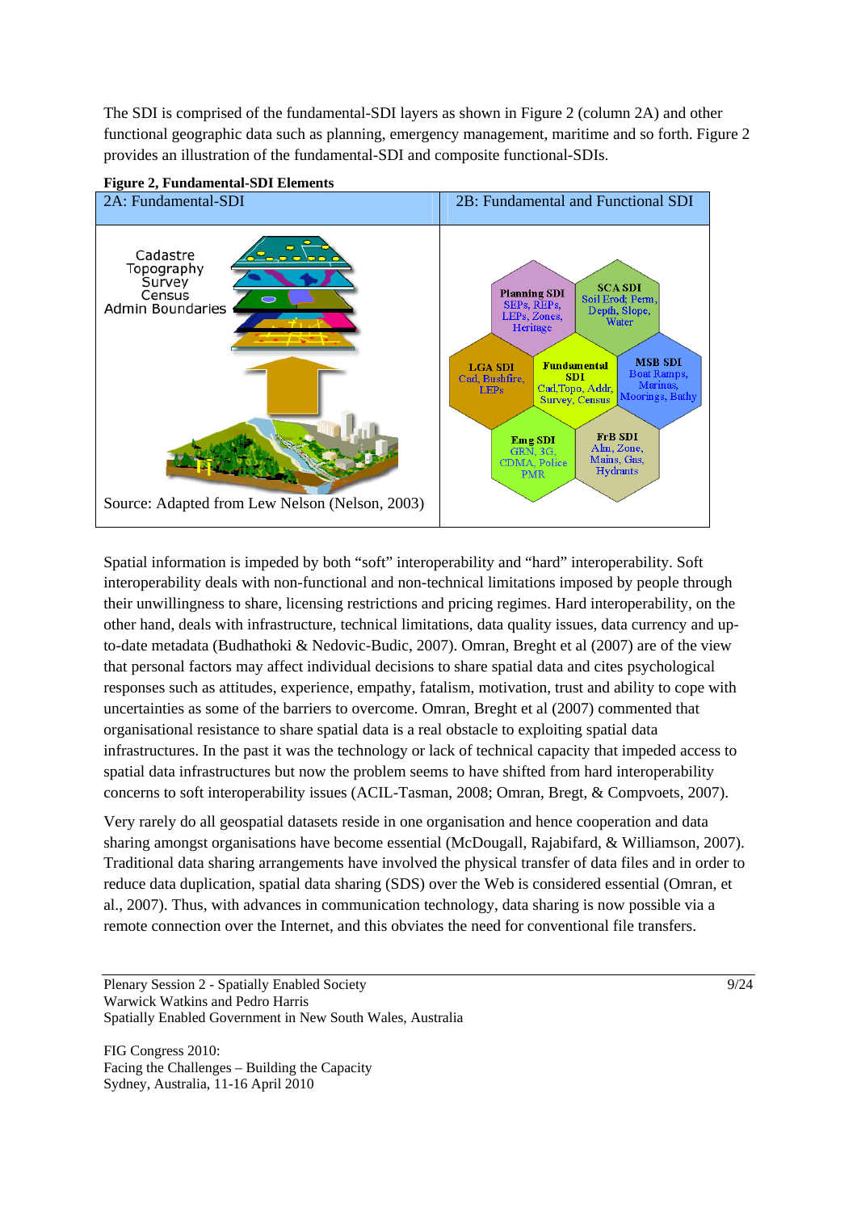The SDI is comprised of the fundamental-SDI layers as shown in Figure 2 (column 2A) and other functional geographic data such as planning, emergency management, maritime and so forth. Figure 2 provides an illustration of the fundamental-SDI and composite functional-SDIs.

**Figure 2, Fundamental-SDI Elements**

| 2A: Fundamental-SDI | 2B: Fundamental and Functional SDI |
|---|---|
| Cadastre, Topography, Survey, Census, Admin Boundaries<br>Source: Adapted from Lew Nelson (Nelson, 2003) | Planning SDI: SEPs, REPs, LEPs, Zones, Heritage<br>SCA SDI: Soil Erod, Perm, Depth, Slope, Water<br>LGA SDI: Cad, Bushfire, LEPs<br>Fundamental SDI: Cad, Topo, Addr, Survey, Census<br>MSB SDI: Boat Ramps, Marinas, Moorings, Bathy<br>Emg SDI: GRN, 3G, CDMA, Police, PMR<br>FrB SDI: Alm, Zone, Mains, Gas, Hydrants |

Spatial information is impeded by both "soft" interoperability and "hard" interoperability. Soft interoperability deals with non-functional and non-technical limitations imposed by people through their unwillingness to share, licensing restrictions and pricing regimes. Hard interoperability, on the other hand, deals with infrastructure, technical limitations, data quality issues, data currency and up-to-date metadata (Budhathoki & Nedovic-Budic, 2007). Omran, Breght et al (2007) are of the view that personal factors may affect individual decisions to share spatial data and cites psychological responses such as attitudes, experience, empathy, fatalism, motivation, trust and ability to cope with uncertainties as some of the barriers to overcome. Omran, Breght et al (2007) commented that organisational resistance to share spatial data is a real obstacle to exploiting spatial data infrastructures. In the past it was the technology or lack of technical capacity that impeded access to spatial data infrastructures but now the problem seems to have shifted from hard interoperability concerns to soft interoperability issues (ACIL-Tasman, 2008; Omran, Bregt, & Compvoets, 2007).

Very rarely do all geospatial datasets reside in one organisation and hence cooperation and data sharing amongst organisations have become essential (McDougall, Rajabifard, & Williamson, 2007). Traditional data sharing arrangements have involved the physical transfer of data files and in order to reduce data duplication, spatial data sharing (SDS) over the Web is considered essential (Omran, et al., 2007). Thus, with advances in communication technology, data sharing is now possible via a remote connection over the Internet, and this obviates the need for conventional file transfers.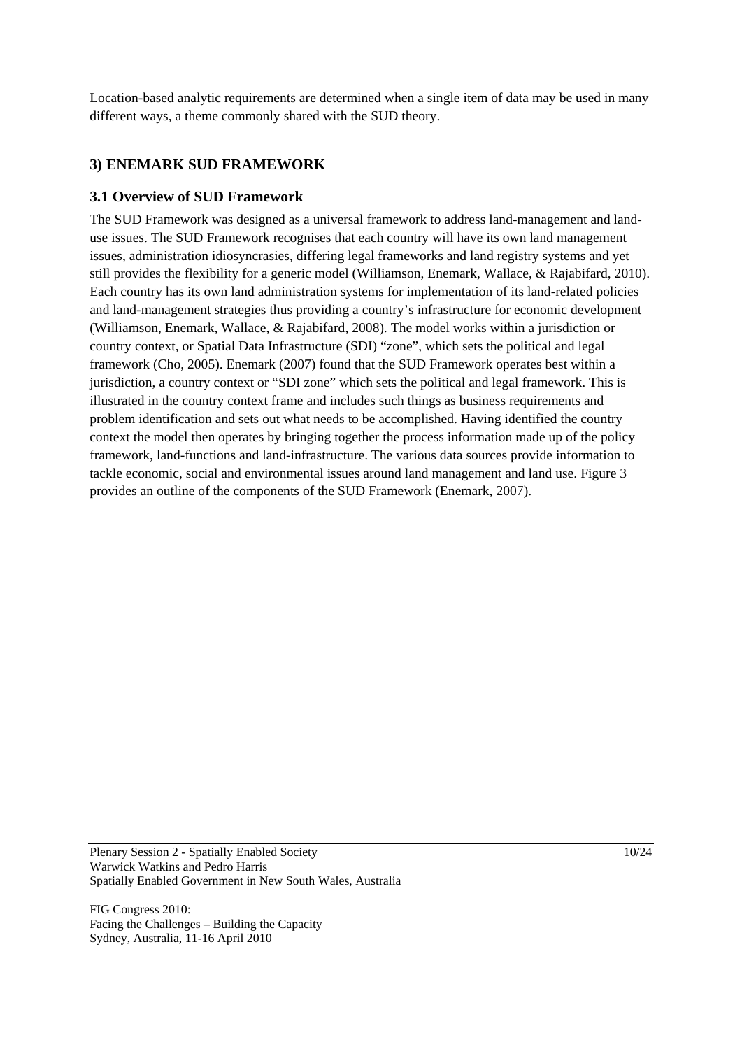Location-based analytic requirements are determined when a single item of data may be used in many different ways, a theme commonly shared with the SUD theory.

## 3) ENEMARK SUD FRAMEWORK

### 3.1 Overview of SUD Framework

The SUD Framework was designed as a universal framework to address land-management and land-use issues. The SUD Framework recognises that each country will have its own land management issues, administration idiosyncrasies, differing legal frameworks and land registry systems and yet still provides the flexibility for a generic model (Williamson, Enemark, Wallace, & Rajabifard, 2010). Each country has its own land administration systems for implementation of its land-related policies and land-management strategies thus providing a country's infrastructure for economic development (Williamson, Enemark, Wallace, & Rajabifard, 2008). The model works within a jurisdiction or country context, or Spatial Data Infrastructure (SDI) "zone", which sets the political and legal framework (Cho, 2005). Enemark (2007) found that the SUD Framework operates best within a jurisdiction, a country context or "SDI zone" which sets the political and legal framework. This is illustrated in the country context frame and includes such things as business requirements and problem identification and sets out what needs to be accomplished. Having identified the country context the model then operates by bringing together the process information made up of the policy framework, land-functions and land-infrastructure. The various data sources provide information to tackle economic, social and environmental issues around land management and land use. Figure 3 provides an outline of the components of the SUD Framework (Enemark, 2007).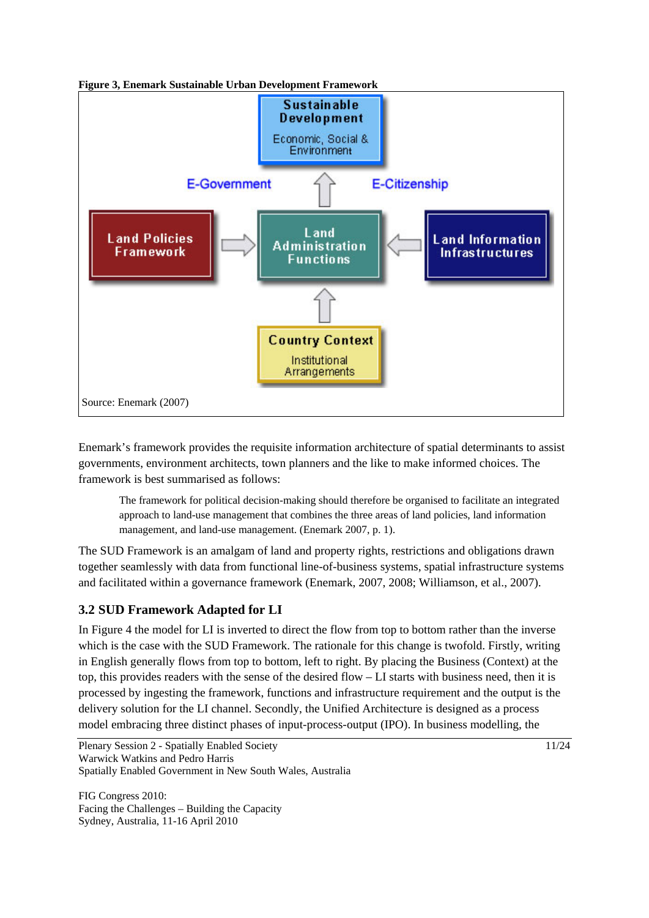**Figure 3, Enemark Sustainable Urban Development Framework**

Sustainable Development

Economic, Social & Environment

E-Government

E-Citizenship

Land Policies Framework

Land Administration Functions

Land Information Infrastructures

Country Context

Institutional Arrangements

Source: Enemark (2007)

Enemark's framework provides the requisite information architecture of spatial determinants to assist governments, environment architects, town planners and the like to make informed choices. The framework is best summarised as follows:

> The framework for political decision-making should therefore be organised to facilitate an integrated approach to land-use management that combines the three areas of land policies, land information management, and land-use management. (Enemark 2007, p. 1).

The SUD Framework is an amalgam of land and property rights, restrictions and obligations drawn together seamlessly with data from functional line-of-business systems, spatial infrastructure systems and facilitated within a governance framework (Enemark, 2007, 2008; Williamson, et al., 2007).

## 3.2 SUD Framework Adapted for LI

In Figure 4 the model for LI is inverted to direct the flow from top to bottom rather than the inverse which is the case with the SUD Framework. The rationale for this change is twofold. Firstly, writing in English generally flows from top to bottom, left to right. By placing the Business (Context) at the top, this provides readers with the sense of the desired flow – LI starts with business need, then it is processed by ingesting the framework, functions and infrastructure requirement and the output is the delivery solution for the LI channel. Secondly, the Unified Architecture is designed as a process model embracing three distinct phases of input-process-output (IPO). In business modelling, the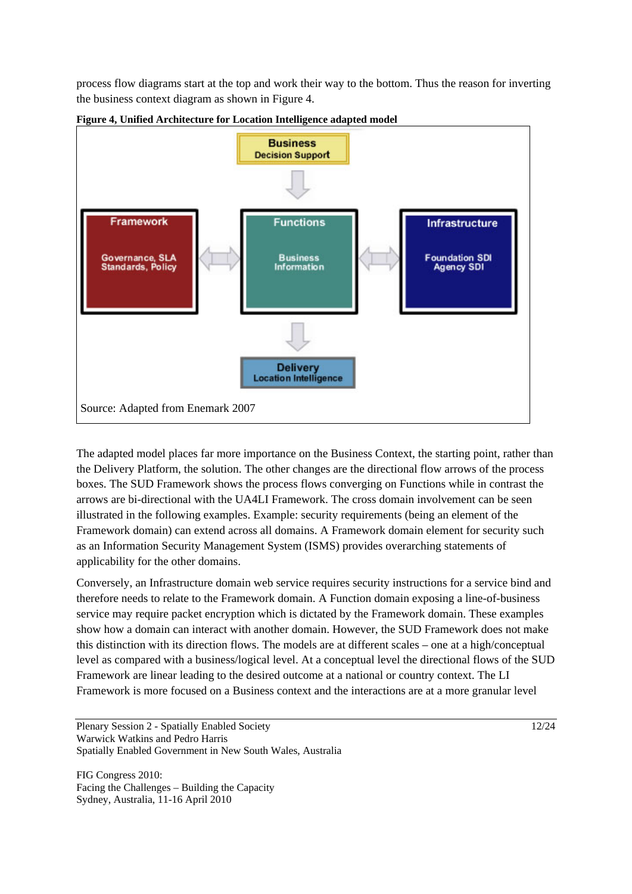process flow diagrams start at the top and work their way to the bottom. Thus the reason for inverting the business context diagram as shown in Figure 4.

**Figure 4, Unified Architecture for Location Intelligence adapted model**

Business
Decision Support

Framework
Governance, SLA
Standards, Policy

Functions
Business
Information

Infrastructure
Foundation SDI
Agency SDI

Delivery
Location Intelligence

Source: Adapted from Enemark 2007

The adapted model places far more importance on the Business Context, the starting point, rather than the Delivery Platform, the solution. The other changes are the directional flow arrows of the process boxes. The SUD Framework shows the process flows converging on Functions while in contrast the arrows are bi-directional with the UA4LI Framework. The cross domain involvement can be seen illustrated in the following examples. Example: security requirements (being an element of the Framework domain) can extend across all domains. A Framework domain element for security such as an Information Security Management System (ISMS) provides overarching statements of applicability for the other domains.

Conversely, an Infrastructure domain web service requires security instructions for a service bind and therefore needs to relate to the Framework domain. A Function domain exposing a line-of-business service may require packet encryption which is dictated by the Framework domain. These examples show how a domain can interact with another domain. However, the SUD Framework does not make this distinction with its direction flows. The models are at different scales – one at a high/conceptual level as compared with a business/logical level. At a conceptual level the directional flows of the SUD Framework are linear leading to the desired outcome at a national or country context. The LI Framework is more focused on a Business context and the interactions are at a more granular level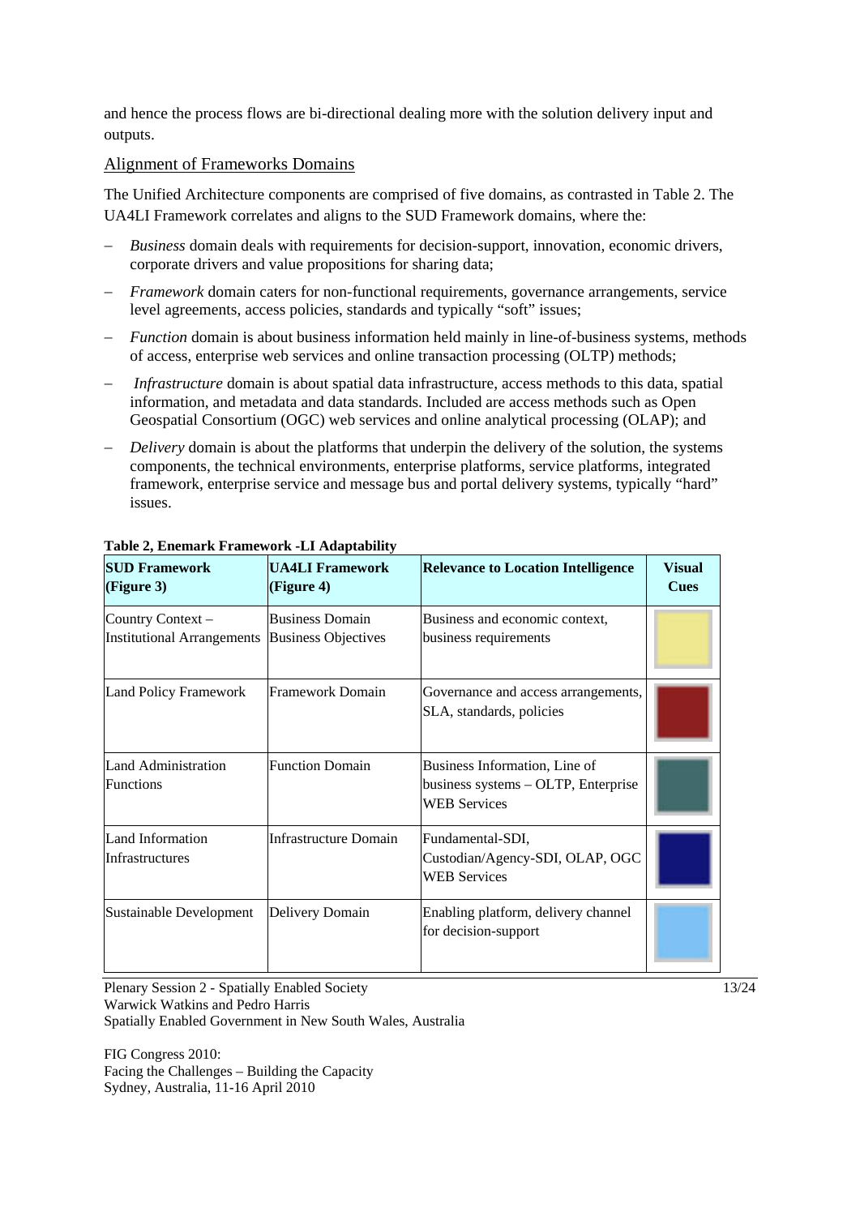and hence the process flows are bi-directional dealing more with the solution delivery input and outputs.

## Alignment of Frameworks Domains

The Unified Architecture components are comprised of five domains, as contrasted in Table 2. The UA4LI Framework correlates and aligns to the SUD Framework domains, where the:

– *Business* domain deals with requirements for decision-support, innovation, economic drivers, corporate drivers and value propositions for sharing data;

– *Framework* domain caters for non-functional requirements, governance arrangements, service level agreements, access policies, standards and typically "soft" issues;

– *Function* domain is about business information held mainly in line-of-business systems, methods of access, enterprise web services and online transaction processing (OLTP) methods;

– *Infrastructure* domain is about spatial data infrastructure, access methods to this data, spatial information, and metadata and data standards. Included are access methods such as Open Geospatial Consortium (OGC) web services and online analytical processing (OLAP); and

– *Delivery* domain is about the platforms that underpin the delivery of the solution, the systems components, the technical environments, enterprise platforms, service platforms, integrated framework, enterprise service and message bus and portal delivery systems, typically "hard" issues.

**Table 2, Enemark Framework -LI Adaptability**

| **SUD Framework (Figure 3)** | **UA4LI Framework (Figure 4)** | **Relevance to Location Intelligence** | **Visual Cues** |
|---|---|---|---|
| Country Context – Institutional Arrangements | Business Domain Business Objectives | Business and economic context, business requirements | |
| Land Policy Framework | Framework Domain | Governance and access arrangements, SLA, standards, policies | |
| Land Administration Functions | Function Domain | Business Information, Line of business systems – OLTP, Enterprise WEB Services | |
| Land Information Infrastructures | Infrastructure Domain | Fundamental-SDI, Custodian/Agency-SDI, OLAP, OGC WEB Services | |
| Sustainable Development | Delivery Domain | Enabling platform, delivery channel for decision-support | |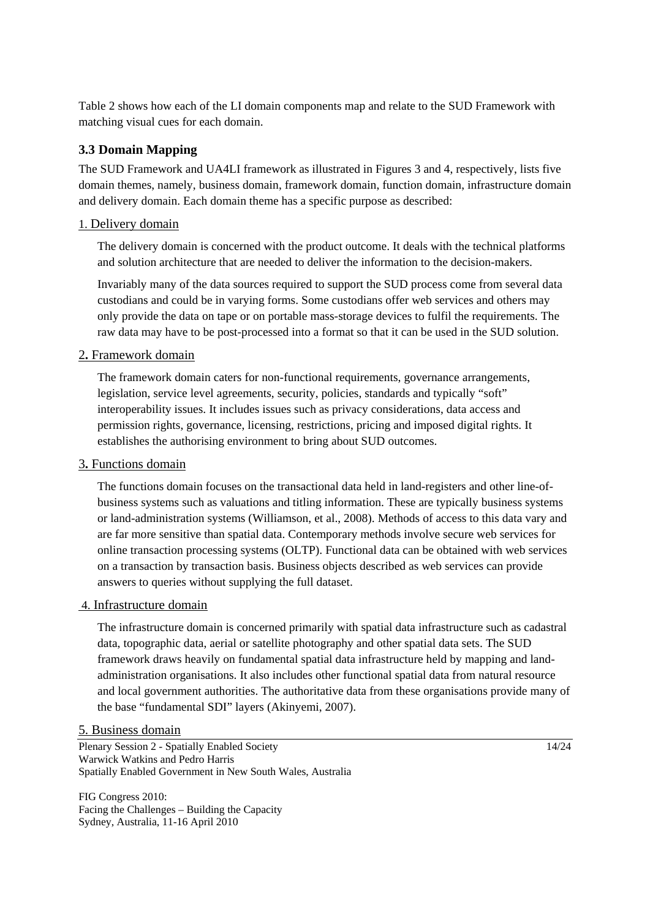Table 2 shows how each of the LI domain components map and relate to the SUD Framework with matching visual cues for each domain.

### 3.3 Domain Mapping

The SUD Framework and UA4LI framework as illustrated in Figures 3 and 4, respectively, lists five domain themes, namely, business domain, framework domain, function domain, infrastructure domain and delivery domain. Each domain theme has a specific purpose as described:

1. Delivery domain

The delivery domain is concerned with the product outcome. It deals with the technical platforms and solution architecture that are needed to deliver the information to the decision-makers.

Invariably many of the data sources required to support the SUD process come from several data custodians and could be in varying forms. Some custodians offer web services and others may only provide the data on tape or on portable mass-storage devices to fulfil the requirements. The raw data may have to be post-processed into a format so that it can be used in the SUD solution.

2. Framework domain

The framework domain caters for non-functional requirements, governance arrangements, legislation, service level agreements, security, policies, standards and typically "soft" interoperability issues. It includes issues such as privacy considerations, data access and permission rights, governance, licensing, restrictions, pricing and imposed digital rights. It establishes the authorising environment to bring about SUD outcomes.

3. Functions domain

The functions domain focuses on the transactional data held in land-registers and other line-of-business systems such as valuations and titling information. These are typically business systems or land-administration systems (Williamson, et al., 2008). Methods of access to this data vary and are far more sensitive than spatial data. Contemporary methods involve secure web services for online transaction processing systems (OLTP). Functional data can be obtained with web services on a transaction by transaction basis. Business objects described as web services can provide answers to queries without supplying the full dataset.

4. Infrastructure domain

The infrastructure domain is concerned primarily with spatial data infrastructure such as cadastral data, topographic data, aerial or satellite photography and other spatial data sets. The SUD framework draws heavily on fundamental spatial data infrastructure held by mapping and land-administration organisations. It also includes other functional spatial data from natural resource and local government authorities. The authoritative data from these organisations provide many of the base "fundamental SDI" layers (Akinyemi, 2007).

5. Business domain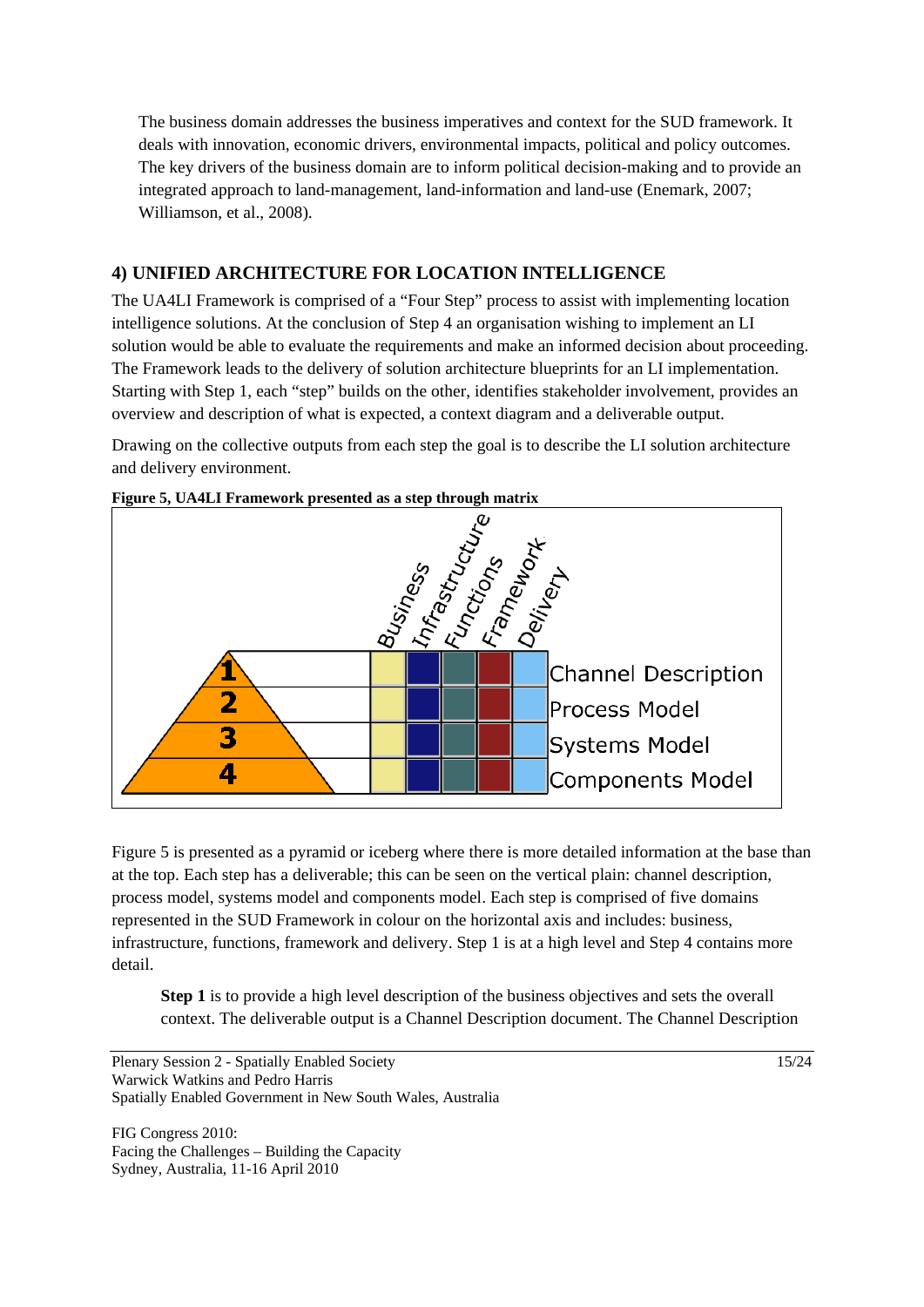The business domain addresses the business imperatives and context for the SUD framework. It deals with innovation, economic drivers, environmental impacts, political and policy outcomes. The key drivers of the business domain are to inform political decision-making and to provide an integrated approach to land-management, land-information and land-use (Enemark, 2007; Williamson, et al., 2008).

## 4) UNIFIED ARCHITECTURE FOR LOCATION INTELLIGENCE

The UA4LI Framework is comprised of a "Four Step" process to assist with implementing location intelligence solutions. At the conclusion of Step 4 an organisation wishing to implement an LI solution would be able to evaluate the requirements and make an informed decision about proceeding. The Framework leads to the delivery of solution architecture blueprints for an LI implementation. Starting with Step 1, each "step" builds on the other, identifies stakeholder involvement, provides an overview and description of what is expected, a context diagram and a deliverable output.

Drawing on the collective outputs from each step the goal is to describe the LI solution architecture and delivery environment.

**Figure 5, UA4LI Framework presented as a step through matrix**

| Step | Business | Infrastructure | Functions | Framework | Delivery | Deliverable |
|---|---|---|---|---|---|---|
| 1 | | | | | | Channel Description |
| 2 | | | | | | Process Model |
| 3 | | | | | | Systems Model |
| 4 | | | | | | Components Model |

Figure 5 is presented as a pyramid or iceberg where there is more detailed information at the base than at the top. Each step has a deliverable; this can be seen on the vertical plain: channel description, process model, systems model and components model. Each step is comprised of five domains represented in the SUD Framework in colour on the horizontal axis and includes: business, infrastructure, functions, framework and delivery. Step 1 is at a high level and Step 4 contains more detail.

**Step 1** is to provide a high level description of the business objectives and sets the overall context. The deliverable output is a Channel Description document. The Channel Description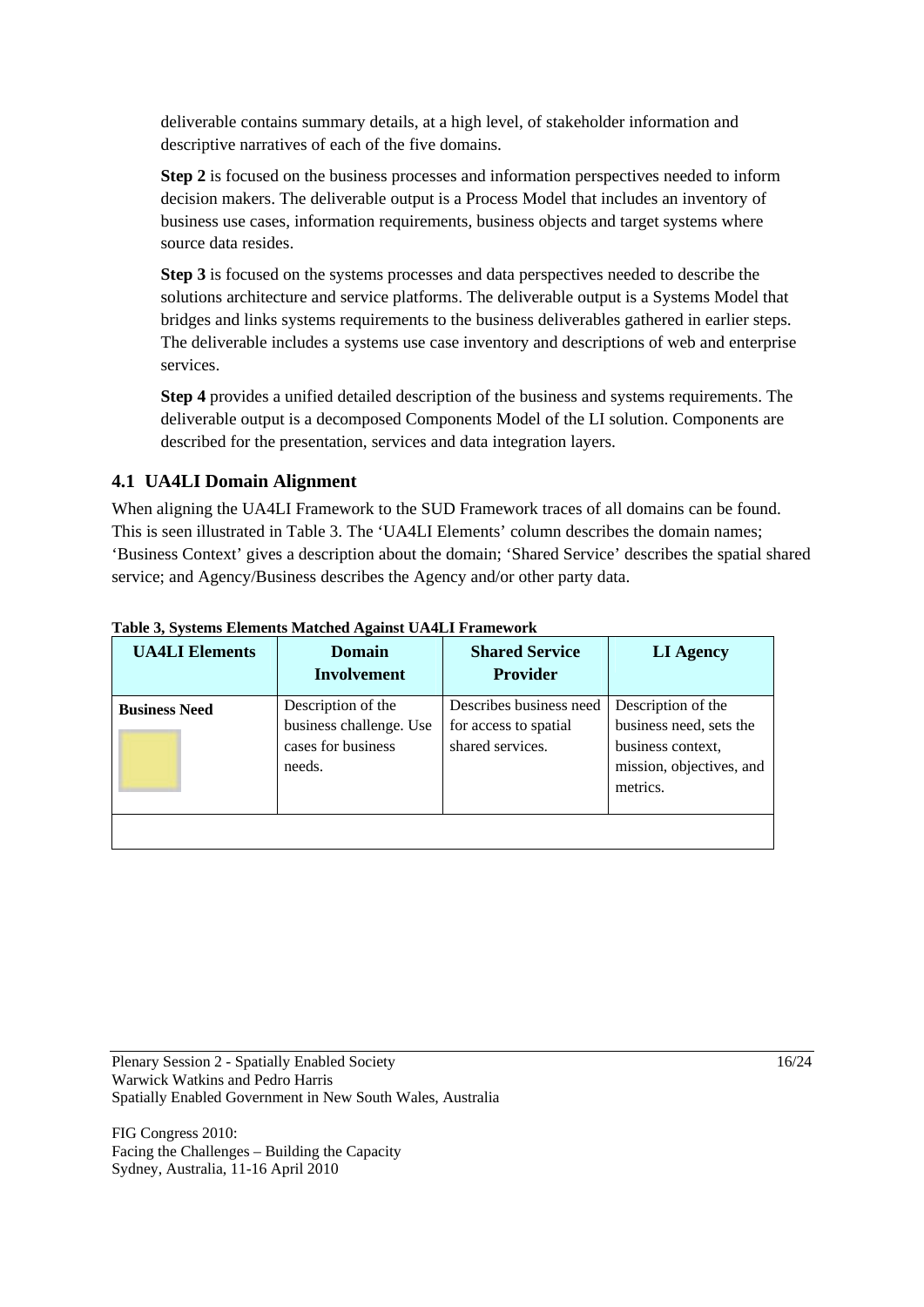deliverable contains summary details, at a high level, of stakeholder information and descriptive narratives of each of the five domains.

**Step 2** is focused on the business processes and information perspectives needed to inform decision makers. The deliverable output is a Process Model that includes an inventory of business use cases, information requirements, business objects and target systems where source data resides.

**Step 3** is focused on the systems processes and data perspectives needed to describe the solutions architecture and service platforms. The deliverable output is a Systems Model that bridges and links systems requirements to the business deliverables gathered in earlier steps. The deliverable includes a systems use case inventory and descriptions of web and enterprise services.

**Step 4** provides a unified detailed description of the business and systems requirements. The deliverable output is a decomposed Components Model of the LI solution. Components are described for the presentation, services and data integration layers.

## 4.1 UA4LI Domain Alignment

When aligning the UA4LI Framework to the SUD Framework traces of all domains can be found. This is seen illustrated in Table 3. The 'UA4LI Elements' column describes the domain names; 'Business Context' gives a description about the domain; 'Shared Service' describes the spatial shared service; and Agency/Business describes the Agency and/or other party data.

**Table 3, Systems Elements Matched Against UA4LI Framework**

| UA4LI Elements | Domain Involvement | Shared Service Provider | LI Agency |
|---|---|---|---|
| **Business Need** | Description of the business challenge. Use cases for business needs. | Describes business need for access to spatial shared services. | Description of the business need, sets the business context, mission, objectives, and metrics. |
| | | | |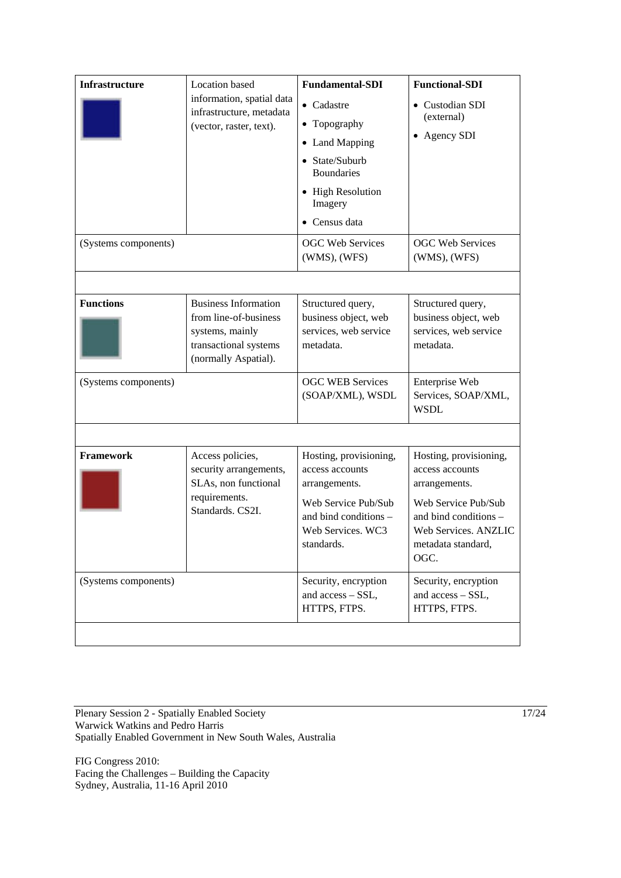| **Infrastructure** | Location based information, spatial data infrastructure, metadata (vector, raster, text). | **Fundamental-SDI**<br>• Cadastre<br>• Topography<br>• Land Mapping<br>• State/Suburb Boundaries<br>• High Resolution Imagery<br>• Census data | **Functional-SDI**<br>• Custodian SDI (external)<br>• Agency SDI |
|---|---|---|---|
| (Systems components) | | OGC Web Services (WMS), (WFS) | OGC Web Services (WMS), (WFS) |
| | | | |
| **Functions** | Business Information from line-of-business systems, mainly transactional systems (normally Aspatial). | Structured query, business object, web services, web service metadata. | Structured query, business object, web services, web service metadata. |
| (Systems components) | | OGC WEB Services (SOAP/XML), WSDL | Enterprise Web Services, SOAP/XML, WSDL |
| | | | |
| **Framework** | Access policies, security arrangements, SLAs, non functional requirements. Standards. CS2I. | Hosting, provisioning, access accounts arrangements.<br>Web Service Pub/Sub and bind conditions – Web Services. WC3 standards. | Hosting, provisioning, access accounts arrangements.<br>Web Service Pub/Sub and bind conditions – Web Services. ANZLIC metadata standard, OGC. |
| (Systems components) | | Security, encryption and access – SSL, HTTPS, FTPS. | Security, encryption and access – SSL, HTTPS, FTPS. |
| | | | |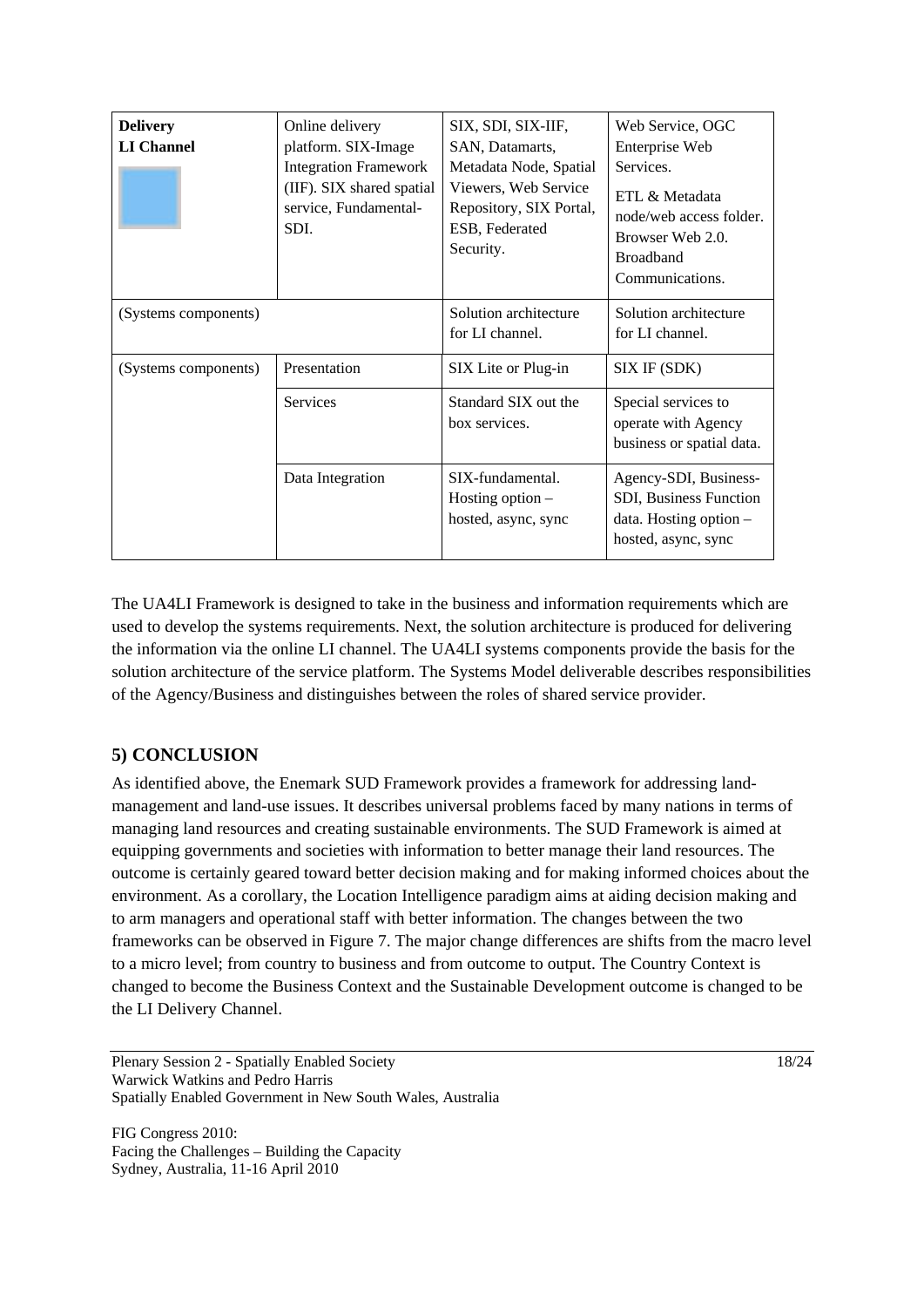| **Delivery LI Channel** | Online delivery platform. SIX-Image Integration Framework (IIF). SIX shared spatial service, Fundamental-SDI. | SIX, SDI, SIX-IIF, SAN, Datamarts, Metadata Node, Spatial Viewers, Web Service Repository, SIX Portal, ESB, Federated Security. | Web Service, OGC Enterprise Web Services. ETL & Metadata node/web access folder. Browser Web 2.0. Broadband Communications. |
|---|---|---|---|
| (Systems components) | | Solution architecture for LI channel. | Solution architecture for LI channel. |
| (Systems components) | Presentation | SIX Lite or Plug-in | SIX IF (SDK) |
| | Services | Standard SIX out the box services. | Special services to operate with Agency business or spatial data. |
| | Data Integration | SIX-fundamental. Hosting option – hosted, async, sync | Agency-SDI, Business-SDI, Business Function data. Hosting option – hosted, async, sync |

The UA4LI Framework is designed to take in the business and information requirements which are used to develop the systems requirements. Next, the solution architecture is produced for delivering the information via the online LI channel. The UA4LI systems components provide the basis for the solution architecture of the service platform. The Systems Model deliverable describes responsibilities of the Agency/Business and distinguishes between the roles of shared service provider.

## 5) CONCLUSION

As identified above, the Enemark SUD Framework provides a framework for addressing land-management and land-use issues. It describes universal problems faced by many nations in terms of managing land resources and creating sustainable environments. The SUD Framework is aimed at equipping governments and societies with information to better manage their land resources. The outcome is certainly geared toward better decision making and for making informed choices about the environment. As a corollary, the Location Intelligence paradigm aims at aiding decision making and to arm managers and operational staff with better information. The changes between the two frameworks can be observed in Figure 7. The major change differences are shifts from the macro level to a micro level; from country to business and from outcome to output. The Country Context is changed to become the Business Context and the Sustainable Development outcome is changed to be the LI Delivery Channel.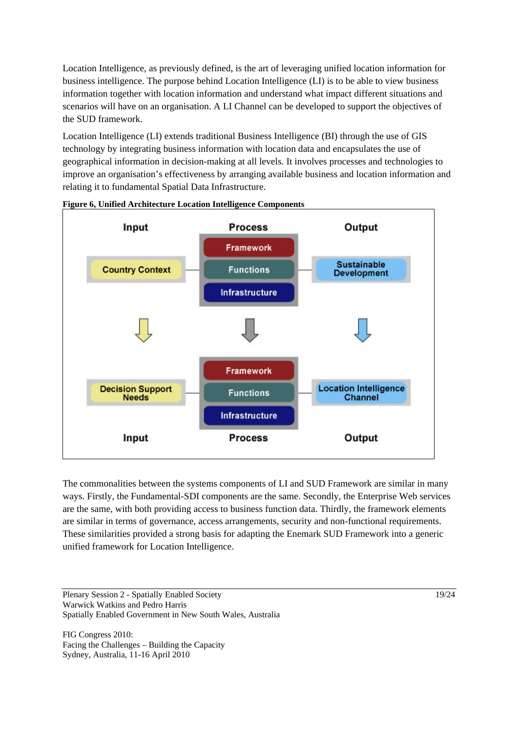Location Intelligence, as previously defined, is the art of leveraging unified location information for business intelligence. The purpose behind Location Intelligence (LI) is to be able to view business information together with location information and understand what impact different situations and scenarios will have on an organisation. A LI Channel can be developed to support the objectives of the SUD framework.

Location Intelligence (LI) extends traditional Business Intelligence (BI) through the use of GIS technology by integrating business information with location data and encapsulates the use of geographical information in decision-making at all levels. It involves processes and technologies to improve an organisation's effectiveness by arranging available business and location information and relating it to fundamental Spatial Data Infrastructure.

**Figure 6, Unified Architecture Location Intelligence Components**

| Input | Process | Output |
|---|---|---|
| Country Context | Framework / Functions / Infrastructure | Sustainable Development |
| ↓ | ↓ | ↓ |
| Decision Support Needs | Framework / Functions / Infrastructure | Location Intelligence Channel |
| Input | Process | Output |

The commonalities between the systems components of LI and SUD Framework are similar in many ways. Firstly, the Fundamental-SDI components are the same. Secondly, the Enterprise Web services are the same, with both providing access to business function data. Thirdly, the framework elements are similar in terms of governance, access arrangements, security and non-functional requirements. These similarities provided a strong basis for adapting the Enemark SUD Framework into a generic unified framework for Location Intelligence.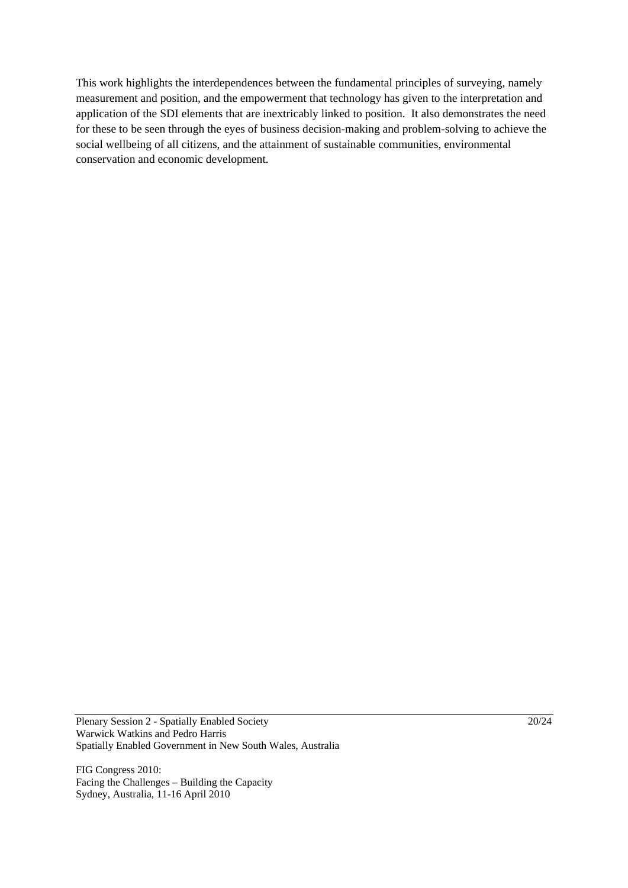This work highlights the interdependences between the fundamental principles of surveying, namely measurement and position, and the empowerment that technology has given to the interpretation and application of the SDI elements that are inextricably linked to position. It also demonstrates the need for these to be seen through the eyes of business decision-making and problem-solving to achieve the social wellbeing of all citizens, and the attainment of sustainable communities, environmental conservation and economic development.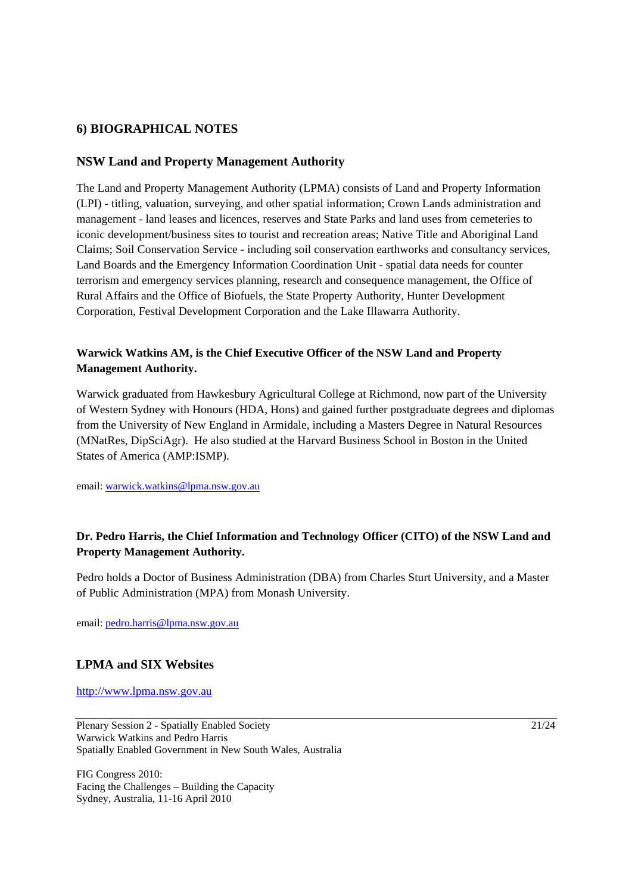## 6) BIOGRAPHICAL NOTES

### NSW Land and Property Management Authority

The Land and Property Management Authority (LPMA) consists of Land and Property Information (LPI) - titling, valuation, surveying, and other spatial information; Crown Lands administration and management - land leases and licences, reserves and State Parks and land uses from cemeteries to iconic development/business sites to tourist and recreation areas; Native Title and Aboriginal Land Claims; Soil Conservation Service - including soil conservation earthworks and consultancy services, Land Boards and the Emergency Information Coordination Unit - spatial data needs for counter terrorism and emergency services planning, research and consequence management, the Office of Rural Affairs and the Office of Biofuels, the State Property Authority, Hunter Development Corporation, Festival Development Corporation and the Lake Illawarra Authority.

**Warwick Watkins AM, is the Chief Executive Officer of the NSW Land and Property Management Authority.**

Warwick graduated from Hawkesbury Agricultural College at Richmond, now part of the University of Western Sydney with Honours (HDA, Hons) and gained further postgraduate degrees and diplomas from the University of New England in Armidale, including a Masters Degree in Natural Resources (MNatRes, DipSciAgr). He also studied at the Harvard Business School in Boston in the United States of America (AMP:ISMP).

email: warwick.watkins@lpma.nsw.gov.au

**Dr. Pedro Harris, the Chief Information and Technology Officer (CITO) of the NSW Land and Property Management Authority.**

Pedro holds a Doctor of Business Administration (DBA) from Charles Sturt University, and a Master of Public Administration (MPA) from Monash University.

email: pedro.harris@lpma.nsw.gov.au

### LPMA and SIX Websites

http://www.lpma.nsw.gov.au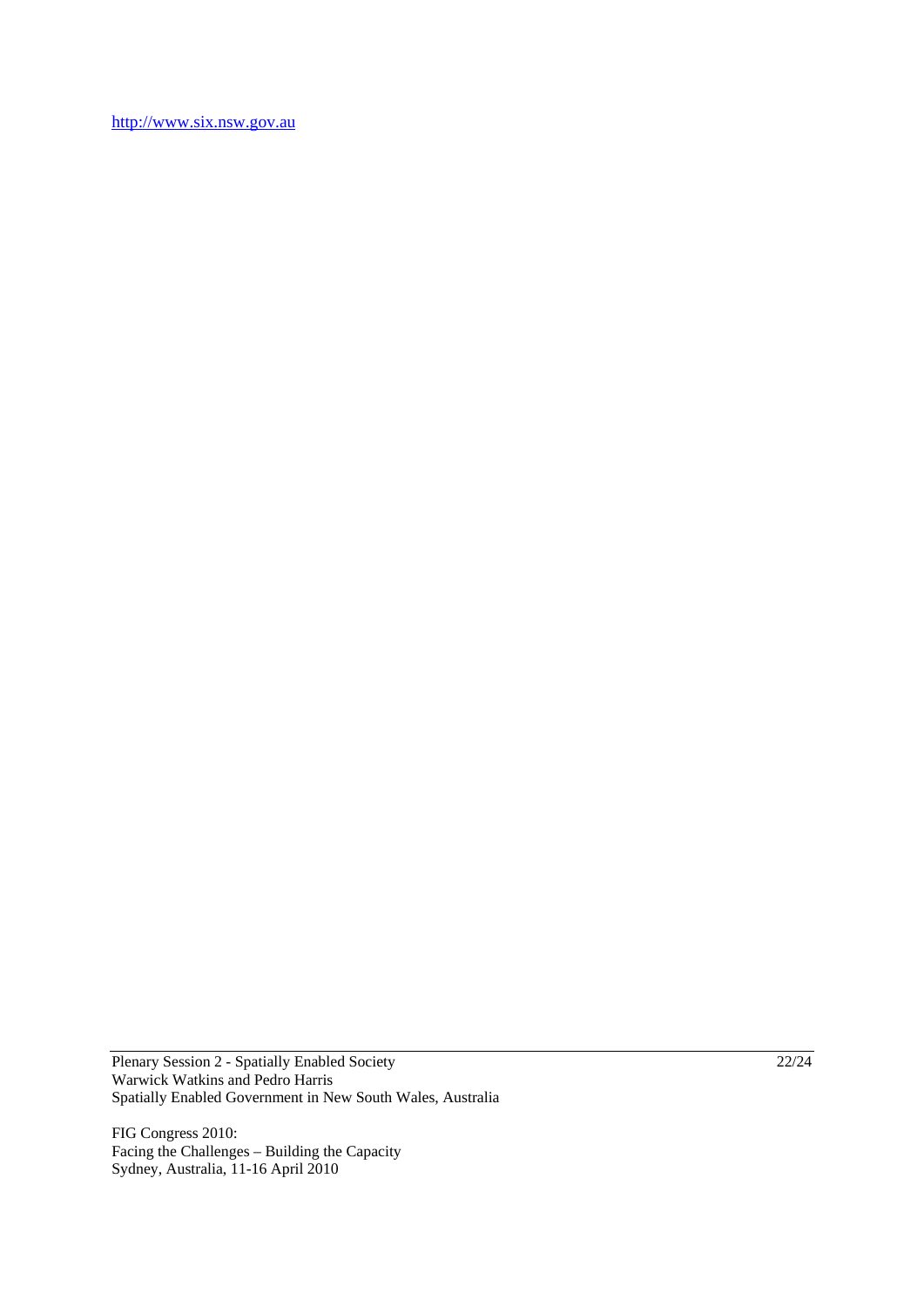http://www.six.nsw.gov.au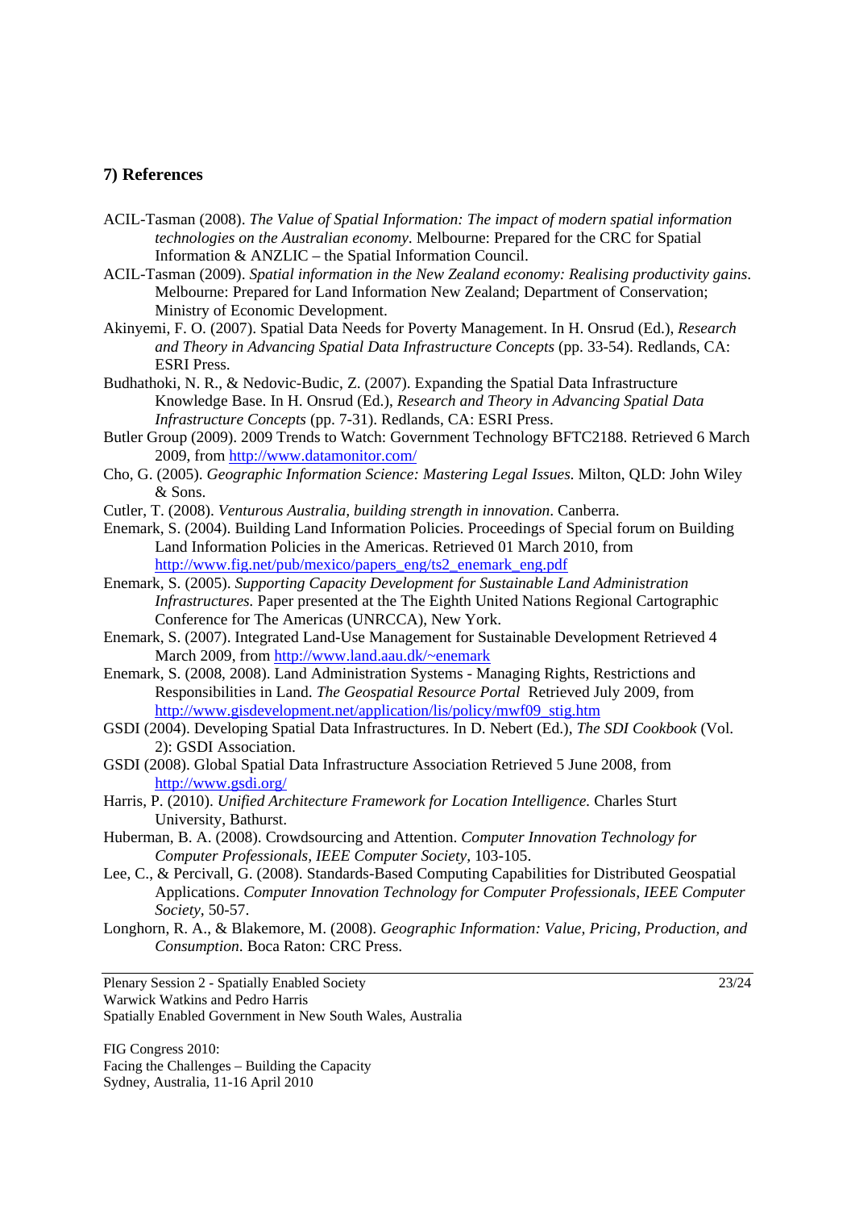## 7) References

ACIL-Tasman (2008). *The Value of Spatial Information: The impact of modern spatial information technologies on the Australian economy*. Melbourne: Prepared for the CRC for Spatial Information & ANZLIC – the Spatial Information Council.

ACIL-Tasman (2009). *Spatial information in the New Zealand economy: Realising productivity gains*. Melbourne: Prepared for Land Information New Zealand; Department of Conservation; Ministry of Economic Development.

Akinyemi, F. O. (2007). Spatial Data Needs for Poverty Management. In H. Onsrud (Ed.), *Research and Theory in Advancing Spatial Data Infrastructure Concepts* (pp. 33-54). Redlands, CA: ESRI Press.

Budhathoki, N. R., & Nedovic-Budic, Z. (2007). Expanding the Spatial Data Infrastructure Knowledge Base. In H. Onsrud (Ed.), *Research and Theory in Advancing Spatial Data Infrastructure Concepts* (pp. 7-31). Redlands, CA: ESRI Press.

Butler Group (2009). 2009 Trends to Watch: Government Technology BFTC2188. Retrieved 6 March 2009, from http://www.datamonitor.com/

Cho, G. (2005). *Geographic Information Science: Mastering Legal Issues*. Milton, QLD: John Wiley & Sons.

Cutler, T. (2008). *Venturous Australia, building strength in innovation*. Canberra.

Enemark, S. (2004). Building Land Information Policies. Proceedings of Special forum on Building Land Information Policies in the Americas. Retrieved 01 March 2010, from http://www.fig.net/pub/mexico/papers_eng/ts2_enemark_eng.pdf

Enemark, S. (2005). *Supporting Capacity Development for Sustainable Land Administration Infrastructures.* Paper presented at the The Eighth United Nations Regional Cartographic Conference for The Americas (UNRCCA), New York.

Enemark, S. (2007). Integrated Land-Use Management for Sustainable Development Retrieved 4 March 2009, from http://www.land.aau.dk/~enemark

Enemark, S. (2008, 2008). Land Administration Systems - Managing Rights, Restrictions and Responsibilities in Land. *The Geospatial Resource Portal* Retrieved July 2009, from http://www.gisdevelopment.net/application/lis/policy/mwf09_stig.htm

GSDI (2004). Developing Spatial Data Infrastructures. In D. Nebert (Ed.), *The SDI Cookbook* (Vol. 2): GSDI Association.

GSDI (2008). Global Spatial Data Infrastructure Association Retrieved 5 June 2008, from http://www.gsdi.org/

Harris, P. (2010). *Unified Architecture Framework for Location Intelligence.* Charles Sturt University, Bathurst.

Huberman, B. A. (2008). Crowdsourcing and Attention. *Computer Innovation Technology for Computer Professionals, IEEE Computer Society*, 103-105.

Lee, C., & Percivall, G. (2008). Standards-Based Computing Capabilities for Distributed Geospatial Applications. *Computer Innovation Technology for Computer Professionals, IEEE Computer Society*, 50-57.

Longhorn, R. A., & Blakemore, M. (2008). *Geographic Information: Value, Pricing, Production, and Consumption*. Boca Raton: CRC Press.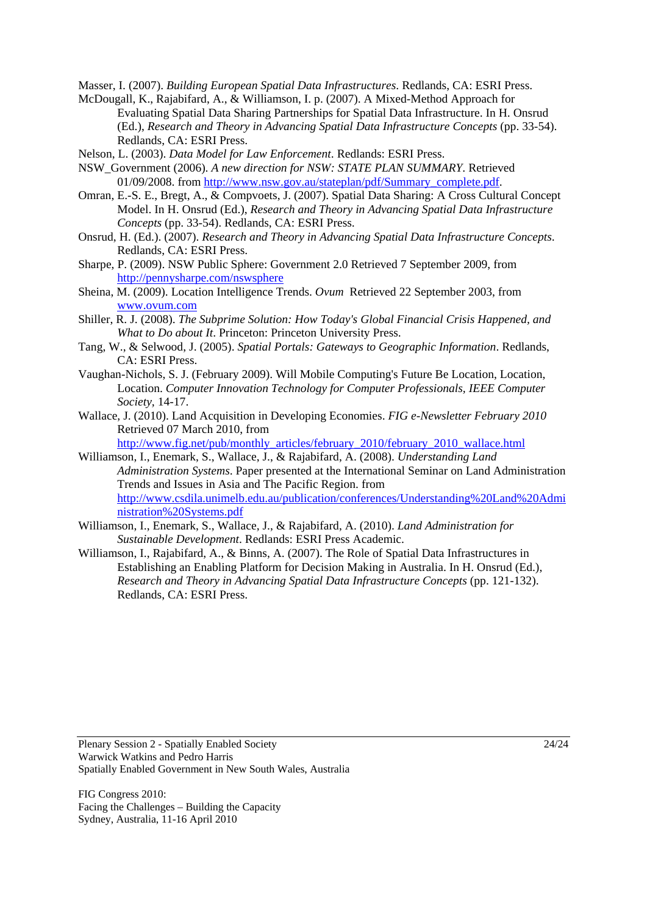Masser, I. (2007). *Building European Spatial Data Infrastructures*. Redlands, CA: ESRI Press.

McDougall, K., Rajabifard, A., & Williamson, I. p. (2007). A Mixed-Method Approach for Evaluating Spatial Data Sharing Partnerships for Spatial Data Infrastructure. In H. Onsrud (Ed.), *Research and Theory in Advancing Spatial Data Infrastructure Concepts* (pp. 33-54). Redlands, CA: ESRI Press.

Nelson, L. (2003). *Data Model for Law Enforcement*. Redlands: ESRI Press.

NSW_Government (2006). *A new direction for NSW: STATE PLAN SUMMARY*. Retrieved 01/09/2008. from http://www.nsw.gov.au/stateplan/pdf/Summary_complete.pdf.

Omran, E.-S. E., Bregt, A., & Compvoets, J. (2007). Spatial Data Sharing: A Cross Cultural Concept Model. In H. Onsrud (Ed.), *Research and Theory in Advancing Spatial Data Infrastructure Concepts* (pp. 33-54). Redlands, CA: ESRI Press.

Onsrud, H. (Ed.). (2007). *Research and Theory in Advancing Spatial Data Infrastructure Concepts*. Redlands, CA: ESRI Press.

Sharpe, P. (2009). NSW Public Sphere: Government 2.0 Retrieved 7 September 2009, from http://pennysharpe.com/nswsphere

Sheina, M. (2009). Location Intelligence Trends. *Ovum* Retrieved 22 September 2003, from www.ovum.com

Shiller, R. J. (2008). *The Subprime Solution: How Today's Global Financial Crisis Happened, and What to Do about It*. Princeton: Princeton University Press.

Tang, W., & Selwood, J. (2005). *Spatial Portals: Gateways to Geographic Information*. Redlands, CA: ESRI Press.

Vaughan-Nichols, S. J. (February 2009). Will Mobile Computing's Future Be Location, Location, Location. *Computer Innovation Technology for Computer Professionals, IEEE Computer Society*, 14-17.

Wallace, J. (2010). Land Acquisition in Developing Economies. *FIG e-Newsletter February 2010* Retrieved 07 March 2010, from http://www.fig.net/pub/monthly_articles/february_2010/february_2010_wallace.html

Williamson, I., Enemark, S., Wallace, J., & Rajabifard, A. (2008). *Understanding Land Administration Systems*. Paper presented at the International Seminar on Land Administration Trends and Issues in Asia and The Pacific Region. from http://www.csdila.unimelb.edu.au/publication/conferences/Understanding%20Land%20Administration%20Systems.pdf

Williamson, I., Enemark, S., Wallace, J., & Rajabifard, A. (2010). *Land Administration for Sustainable Development*. Redlands: ESRI Press Academic.

Williamson, I., Rajabifard, A., & Binns, A. (2007). The Role of Spatial Data Infrastructures in Establishing an Enabling Platform for Decision Making in Australia. In H. Onsrud (Ed.), *Research and Theory in Advancing Spatial Data Infrastructure Concepts* (pp. 121-132). Redlands, CA: ESRI Press.